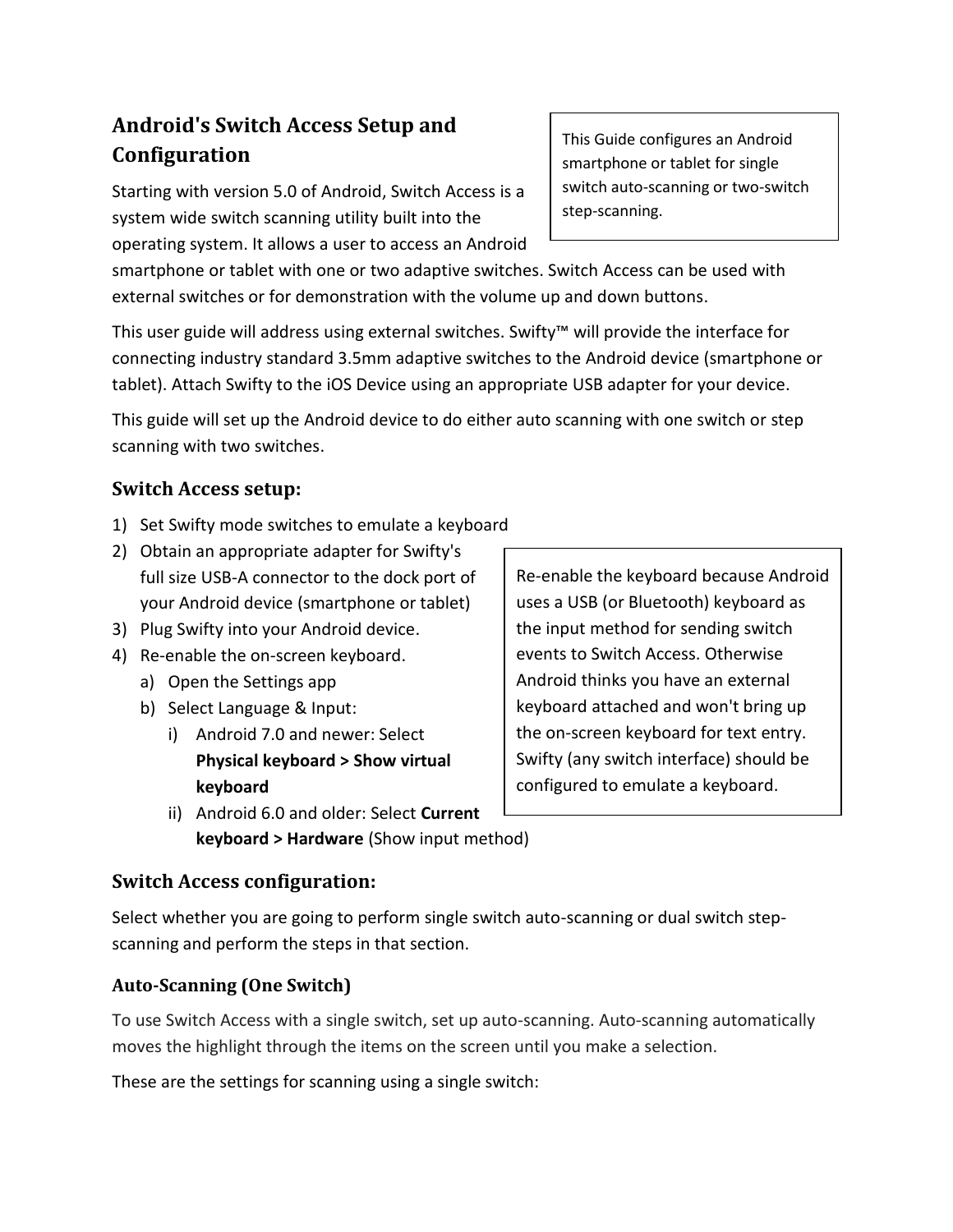# Android's Switch Access Setup and Configuration

> This Guide configures an Android smartphone or tablet for single switch auto-scanning or two-switch step-scanning.

Starting with version 5.0 of Android, Switch Access is a system wide switch scanning utility built into the operating system. It allows a user to access an Android smartphone or tablet with one or two adaptive switches. Switch Access can be used with external switches or for demonstration with the volume up and down buttons.

This user guide will address using external switches. Swifty™ will provide the interface for connecting industry standard 3.5mm adaptive switches to the Android device (smartphone or tablet). Attach Swifty to the iOS Device using an appropriate USB adapter for your device.

This guide will set up the Android device to do either auto scanning with one switch or step scanning with two switches.

## Switch Access setup:

1) Set Swifty mode switches to emulate a keyboard
2) Obtain an appropriate adapter for Swifty's full size USB-A connector to the dock port of your Android device (smartphone or tablet)
3) Plug Swifty into your Android device.
4) Re-enable the on-screen keyboard.
   a) Open the Settings app
   b) Select Language & Input:
      i) Android 7.0 and newer: Select **Physical keyboard > Show virtual keyboard**
      ii) Android 6.0 and older: Select **Current keyboard > Hardware** (Show input method)

> Re-enable the keyboard because Android uses a USB (or Bluetooth) keyboard as the input method for sending switch events to Switch Access. Otherwise Android thinks you have an external keyboard attached and won't bring up the on-screen keyboard for text entry. Swifty (any switch interface) should be configured to emulate a keyboard.

## Switch Access configuration:

Select whether you are going to perform single switch auto-scanning or dual switch step-scanning and perform the steps in that section.

### Auto-Scanning (One Switch)

To use Switch Access with a single switch, set up auto-scanning. Auto-scanning automatically moves the highlight through the items on the screen until you make a selection.

These are the settings for scanning using a single switch: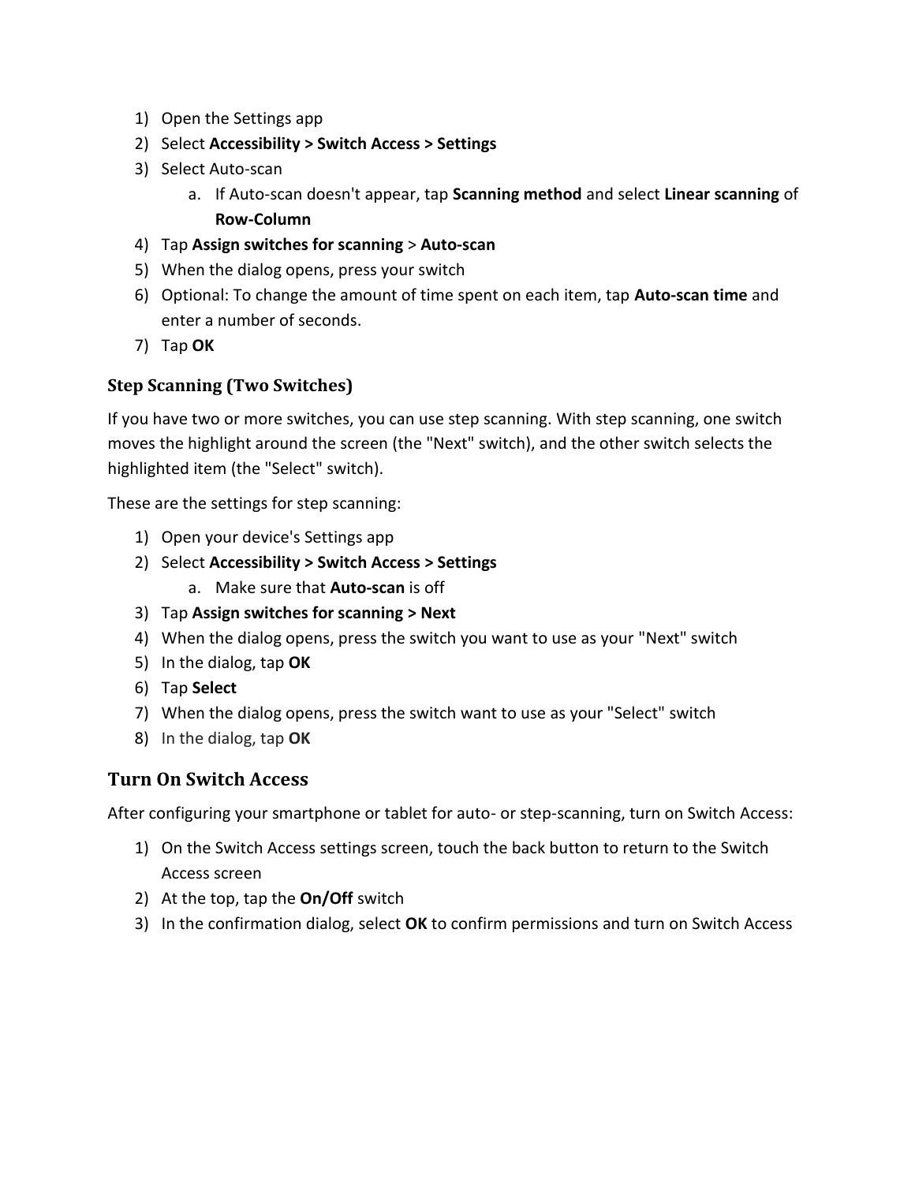1) Open the Settings app
2) Select **Accessibility > Switch Access > Settings**
3) Select Auto-scan
    a. If Auto-scan doesn't appear, tap **Scanning method** and select **Linear scanning** of **Row-Column**
4) Tap **Assign switches for scanning** > **Auto-scan**
5) When the dialog opens, press your switch
6) Optional: To change the amount of time spent on each item, tap **Auto-scan time** and enter a number of seconds.
7) Tap **OK**

### Step Scanning (Two Switches)

If you have two or more switches, you can use step scanning. With step scanning, one switch moves the highlight around the screen (the "Next" switch), and the other switch selects the highlighted item (the "Select" switch).

These are the settings for step scanning:

1) Open your device's Settings app
2) Select **Accessibility > Switch Access > Settings**
    a. Make sure that **Auto-scan** is off
3) Tap **Assign switches for scanning > Next**
4) When the dialog opens, press the switch you want to use as your "Next" switch
5) In the dialog, tap **OK**
6) Tap **Select**
7) When the dialog opens, press the switch want to use as your "Select" switch
8) In the dialog, tap **OK**

## Turn On Switch Access

After configuring your smartphone or tablet for auto- or step-scanning, turn on Switch Access:

1) On the Switch Access settings screen, touch the back button to return to the Switch Access screen
2) At the top, tap the **On/Off** switch
3) In the confirmation dialog, select **OK** to confirm permissions and turn on Switch Access